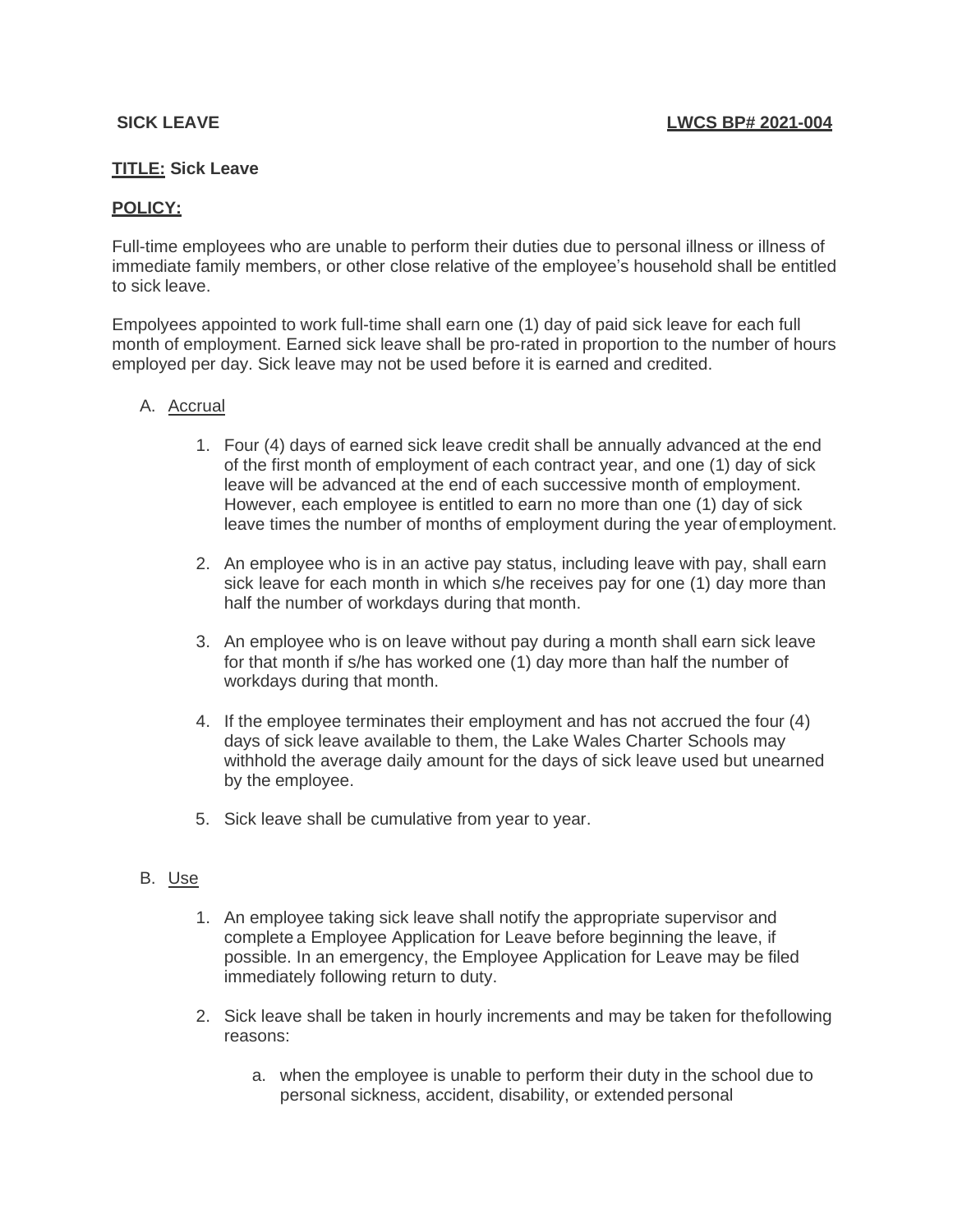**SICK LEAVE** **LWCS BP# 2021-004**

**TITLE: Sick Leave**

**POLICY:**

Full-time employees who are unable to perform their duties due to personal illness or illness of immediate family members, or other close relative of the employee's household shall be entitled to sick leave.

Empolyees appointed to work full-time shall earn one (1) day of paid sick leave for each full month of employment. Earned sick leave shall be pro-rated in proportion to the number of hours employed per day. Sick leave may not be used before it is earned and credited.

A. Accrual

1. Four (4) days of earned sick leave credit shall be annually advanced at the end of the first month of employment of each contract year, and one (1) day of sick leave will be advanced at the end of each successive month of employment. However, each employee is entitled to earn no more than one (1) day of sick leave times the number of months of employment during the year of employment.

2. An employee who is in an active pay status, including leave with pay, shall earn sick leave for each month in which s/he receives pay for one (1) day more than half the number of workdays during that month.

3. An employee who is on leave without pay during a month shall earn sick leave for that month if s/he has worked one (1) day more than half the number of workdays during that month.

4. If the employee terminates their employment and has not accrued the four (4) days of sick leave available to them, the Lake Wales Charter Schools may withhold the average daily amount for the days of sick leave used but unearned by the employee.

5. Sick leave shall be cumulative from year to year.

B. Use

1. An employee taking sick leave shall notify the appropriate supervisor and complete a Employee Application for Leave before beginning the leave, if possible. In an emergency, the Employee Application for Leave may be filed immediately following return to duty.

2. Sick leave shall be taken in hourly increments and may be taken for the following reasons:

   a. when the employee is unable to perform their duty in the school due to personal sickness, accident, disability, or extended personal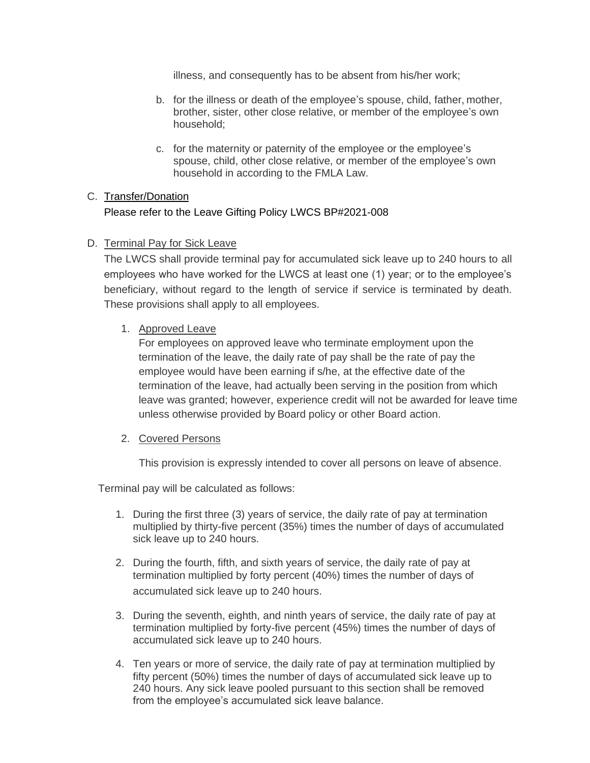illness, and consequently has to be absent from his/her work;

b. for the illness or death of the employee's spouse, child, father, mother, brother, sister, other close relative, or member of the employee's own household;

c. for the maternity or paternity of the employee or the employee's spouse, child, other close relative, or member of the employee's own household in according to the FMLA Law.

C. <u>Transfer/Donation</u>

Please refer to the Leave Gifting Policy LWCS BP#2021-008

D. <u>Terminal Pay for Sick Leave</u>

The LWCS shall provide terminal pay for accumulated sick leave up to 240 hours to all employees who have worked for the LWCS at least one (1) year; or to the employee's beneficiary, without regard to the length of service if service is terminated by death. These provisions shall apply to all employees.

1. <u>Approved Leave</u>

   For employees on approved leave who terminate employment upon the termination of the leave, the daily rate of pay shall be the rate of pay the employee would have been earning if s/he, at the effective date of the termination of the leave, had actually been serving in the position from which leave was granted; however, experience credit will not be awarded for leave time unless otherwise provided by Board policy or other Board action.

2. <u>Covered Persons</u>

   This provision is expressly intended to cover all persons on leave of absence.

Terminal pay will be calculated as follows:

1. During the first three (3) years of service, the daily rate of pay at termination multiplied by thirty-five percent (35%) times the number of days of accumulated sick leave up to 240 hours.
2. During the fourth, fifth, and sixth years of service, the daily rate of pay at termination multiplied by forty percent (40%) times the number of days of accumulated sick leave up to 240 hours.
3. During the seventh, eighth, and ninth years of service, the daily rate of pay at termination multiplied by forty-five percent (45%) times the number of days of accumulated sick leave up to 240 hours.
4. Ten years or more of service, the daily rate of pay at termination multiplied by fifty percent (50%) times the number of days of accumulated sick leave up to 240 hours. Any sick leave pooled pursuant to this section shall be removed from the employee's accumulated sick leave balance.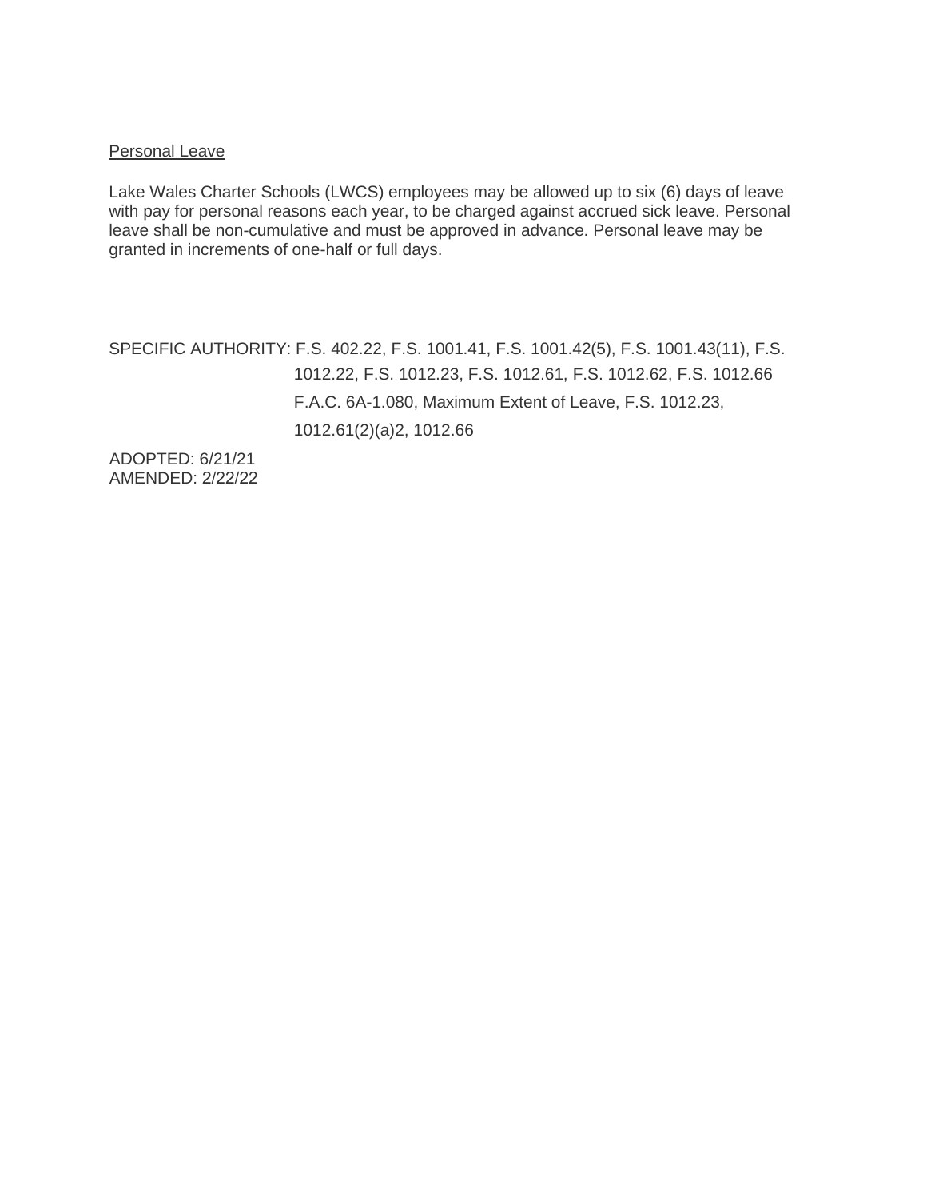Personal Leave

Lake Wales Charter Schools (LWCS) employees may be allowed up to six (6) days of leave with pay for personal reasons each year, to be charged against accrued sick leave. Personal leave shall be non-cumulative and must be approved in advance. Personal leave may be granted in increments of one-half or full days.

SPECIFIC AUTHORITY: F.S. 402.22, F.S. 1001.41, F.S. 1001.42(5), F.S. 1001.43(11), F.S. 1012.22, F.S. 1012.23, F.S. 1012.61, F.S. 1012.62, F.S. 1012.66 F.A.C. 6A-1.080, Maximum Extent of Leave, F.S. 1012.23, 1012.61(2)(a)2, 1012.66

ADOPTED: 6/21/21
AMENDED: 2/22/22